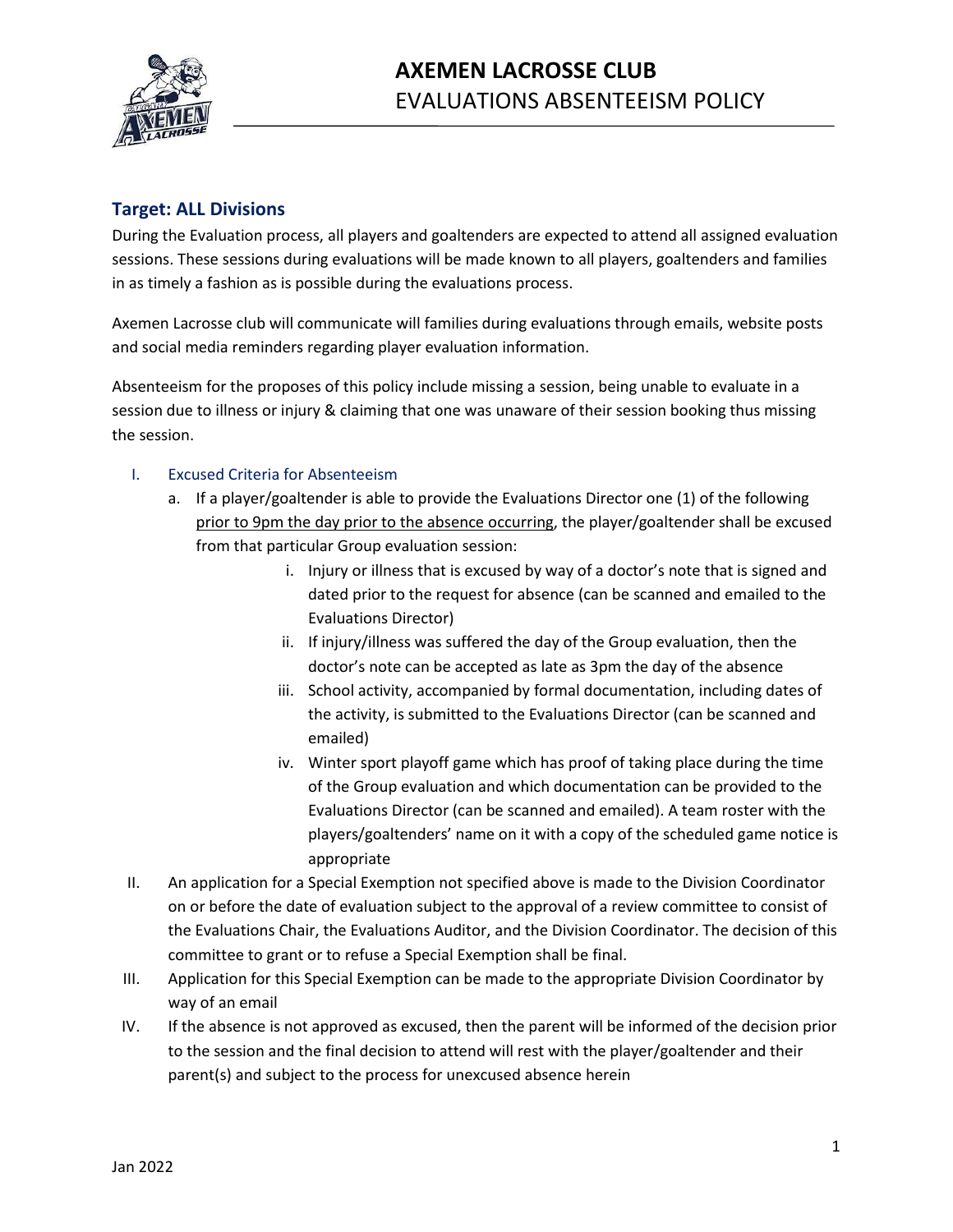# AXEMEN LACROSSE CLUB
## EVALUATIONS ABSENTEEISM POLICY

### Target: ALL Divisions

During the Evaluation process, all players and goaltenders are expected to attend all assigned evaluation sessions. These sessions during evaluations will be made known to all players, goaltenders and families in as timely a fashion as is possible during the evaluations process.

Axemen Lacrosse club will communicate will families during evaluations through emails, website posts and social media reminders regarding player evaluation information.

Absenteeism for the proposes of this policy include missing a session, being unable to evaluate in a session due to illness or injury & claiming that one was unaware of their session booking thus missing the session.

I. Excused Criteria for Absenteeism
   a. If a player/goaltender is able to provide the Evaluations Director one (1) of the following <u>prior to 9pm the day prior to the absence occurring</u>, the player/goaltender shall be excused from that particular Group evaluation session:
      i. Injury or illness that is excused by way of a doctor's note that is signed and dated prior to the request for absence (can be scanned and emailed to the Evaluations Director)
      ii. If injury/illness was suffered the day of the Group evaluation, then the doctor's note can be accepted as late as 3pm the day of the absence
      iii. School activity, accompanied by formal documentation, including dates of the activity, is submitted to the Evaluations Director (can be scanned and emailed)
      iv. Winter sport playoff game which has proof of taking place during the time of the Group evaluation and which documentation can be provided to the Evaluations Director (can be scanned and emailed). A team roster with the players/goaltenders' name on it with a copy of the scheduled game notice is appropriate

II. An application for a Special Exemption not specified above is made to the Division Coordinator on or before the date of evaluation subject to the approval of a review committee to consist of the Evaluations Chair, the Evaluations Auditor, and the Division Coordinator. The decision of this committee to grant or to refuse a Special Exemption shall be final.

III. Application for this Special Exemption can be made to the appropriate Division Coordinator by way of an email

IV. If the absence is not approved as excused, then the parent will be informed of the decision prior to the session and the final decision to attend will rest with the player/goaltender and their parent(s) and subject to the process for unexcused absence herein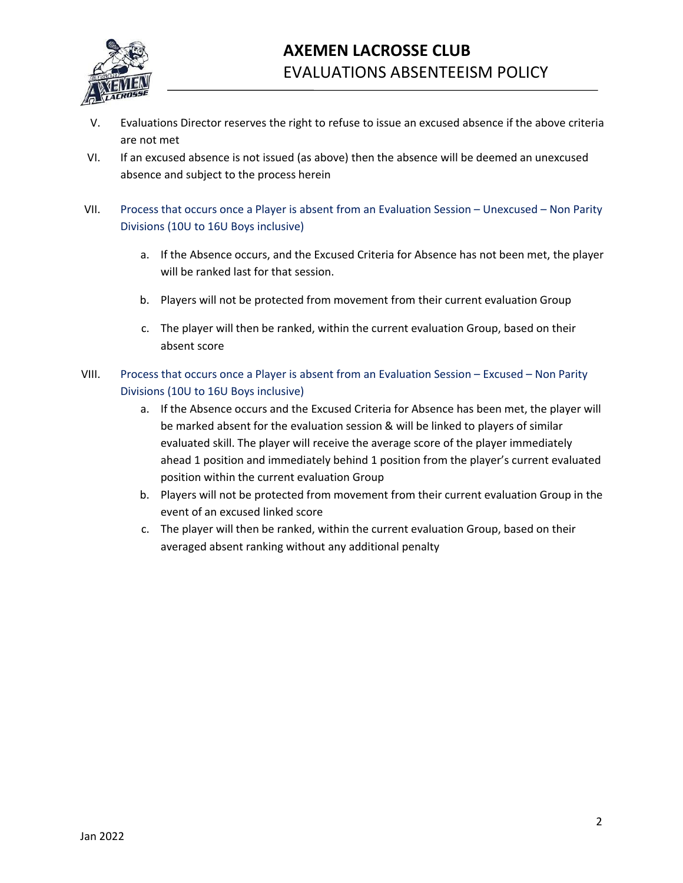V. Evaluations Director reserves the right to refuse to issue an excused absence if the above criteria are not met

VI. If an excused absence is not issued (as above) then the absence will be deemed an unexcused absence and subject to the process herein

VII. Process that occurs once a Player is absent from an Evaluation Session – Unexcused – Non Parity Divisions (10U to 16U Boys inclusive)

   a. If the Absence occurs, and the Excused Criteria for Absence has not been met, the player will be ranked last for that session.

   b. Players will not be protected from movement from their current evaluation Group

   c. The player will then be ranked, within the current evaluation Group, based on their absent score

VIII. Process that occurs once a Player is absent from an Evaluation Session – Excused – Non Parity Divisions (10U to 16U Boys inclusive)

   a. If the Absence occurs and the Excused Criteria for Absence has been met, the player will be marked absent for the evaluation session & will be linked to players of similar evaluated skill. The player will receive the average score of the player immediately ahead 1 position and immediately behind 1 position from the player's current evaluated position within the current evaluation Group
   b. Players will not be protected from movement from their current evaluation Group in the event of an excused linked score
   c. The player will then be ranked, within the current evaluation Group, based on their averaged absent ranking without any additional penalty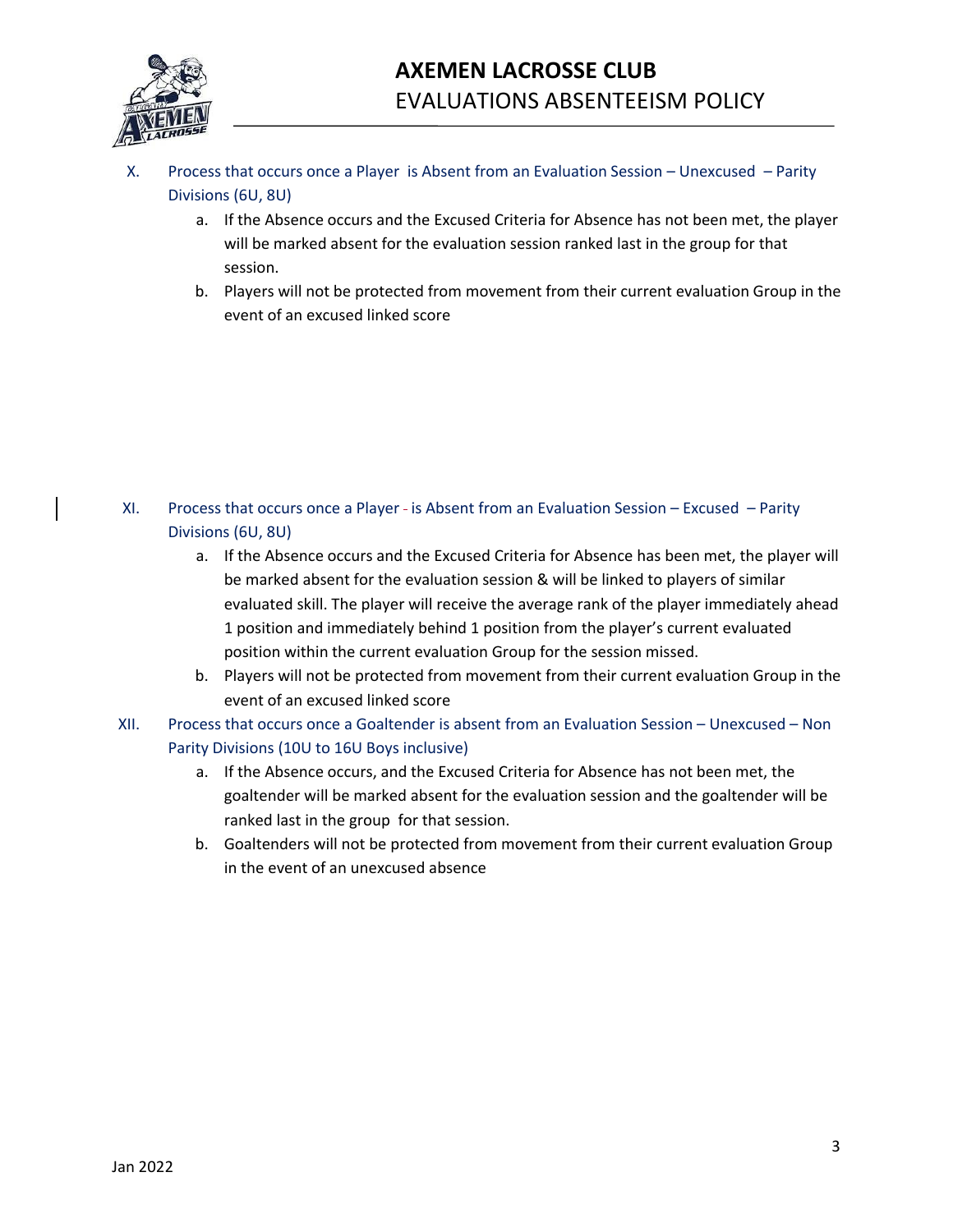X. Process that occurs once a Player is Absent from an Evaluation Session – Unexcused – Parity Divisions (6U, 8U)

   a. If the Absence occurs and the Excused Criteria for Absence has not been met, the player will be marked absent for the evaluation session ranked last in the group for that session.
   b. Players will not be protected from movement from their current evaluation Group in the event of an excused linked score

XI. Process that occurs once a Player - is Absent from an Evaluation Session – Excused – Parity Divisions (6U, 8U)

   a. If the Absence occurs and the Excused Criteria for Absence has been met, the player will be marked absent for the evaluation session & will be linked to players of similar evaluated skill. The player will receive the average rank of the player immediately ahead 1 position and immediately behind 1 position from the player's current evaluated position within the current evaluation Group for the session missed.
   b. Players will not be protected from movement from their current evaluation Group in the event of an excused linked score

XII. Process that occurs once a Goaltender is absent from an Evaluation Session – Unexcused – Non Parity Divisions (10U to 16U Boys inclusive)

   a. If the Absence occurs, and the Excused Criteria for Absence has not been met, the goaltender will be marked absent for the evaluation session and the goaltender will be ranked last in the group for that session.
   b. Goaltenders will not be protected from movement from their current evaluation Group in the event of an unexcused absence

Jan 2022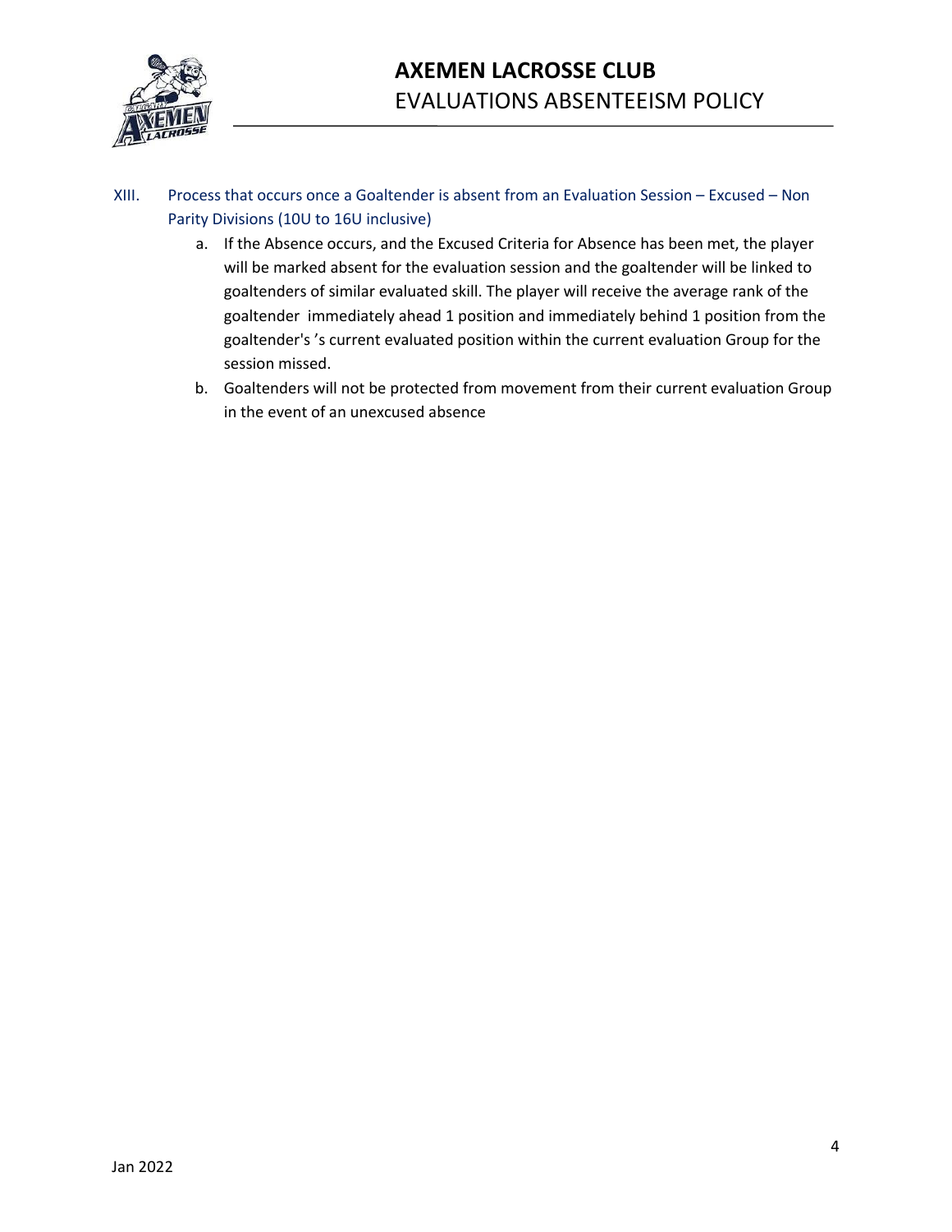XIII. Process that occurs once a Goaltender is absent from an Evaluation Session – Excused – Non Parity Divisions (10U to 16U inclusive)

a. If the Absence occurs, and the Excused Criteria for Absence has been met, the player will be marked absent for the evaluation session and the goaltender will be linked to goaltenders of similar evaluated skill. The player will receive the average rank of the goaltender immediately ahead 1 position and immediately behind 1 position from the goaltender's ’s current evaluated position within the current evaluation Group for the session missed.

b. Goaltenders will not be protected from movement from their current evaluation Group in the event of an unexcused absence